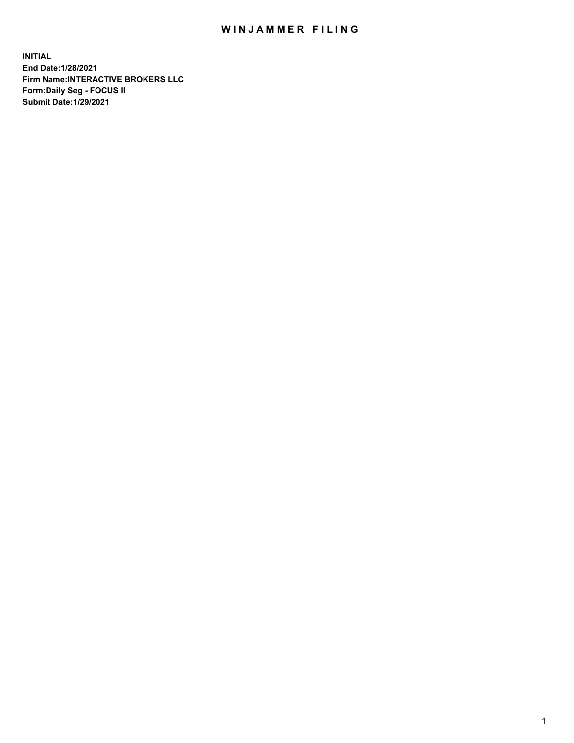# WINJAMMER FILING

**INITIAL**
**End Date:1/28/2021**
**Firm Name:INTERACTIVE BROKERS LLC**
**Form:Daily Seg - FOCUS II**
**Submit Date:1/29/2021**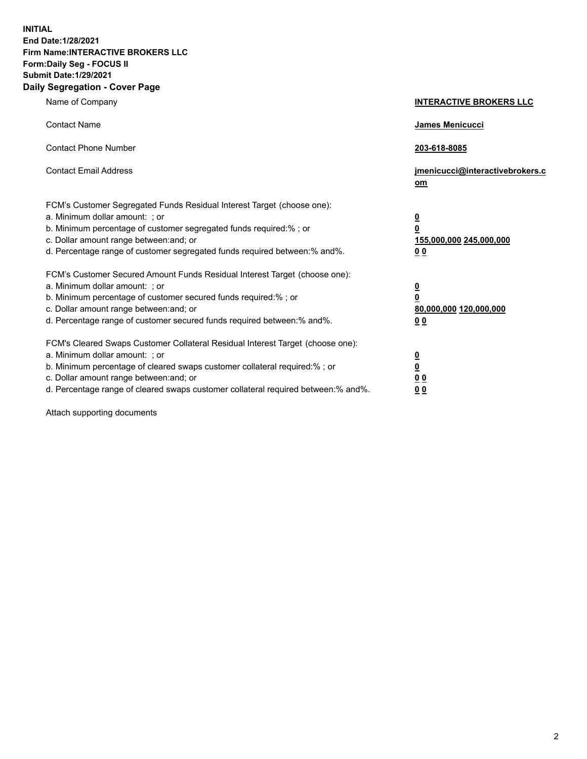**INITIAL**
**End Date:1/28/2021**
**Firm Name:INTERACTIVE BROKERS LLC**
**Form:Daily Seg - FOCUS II**
**Submit Date:1/29/2021**

## Daily Segregation - Cover Page

| | |
|---|---|
| Name of Company | **INTERACTIVE BROKERS LLC** |
| Contact Name | **James Menicucci** |
| Contact Phone Number | **203-618-8085** |
| Contact Email Address | **jmenicucci@interactivebrokers.com** |

FCM's Customer Segregated Funds Residual Interest Target (choose one):

| | |
|---|---|
| a. Minimum dollar amount: ; or | **0** |
| b. Minimum percentage of customer segregated funds required:% ; or | **0** |
| c. Dollar amount range between:and; or | **155,000,000** **245,000,000** |
| d. Percentage range of customer segregated funds required between:% and%. | **0** **0** |

FCM's Customer Secured Amount Funds Residual Interest Target (choose one):

| | |
|---|---|
| a. Minimum dollar amount: ; or | **0** |
| b. Minimum percentage of customer secured funds required:% ; or | **0** |
| c. Dollar amount range between:and; or | **80,000,000** **120,000,000** |
| d. Percentage range of customer secured funds required between:% and%. | **0** **0** |

FCM's Cleared Swaps Customer Collateral Residual Interest Target (choose one):

| | |
|---|---|
| a. Minimum dollar amount: ; or | **0** |
| b. Minimum percentage of cleared swaps customer collateral required:% ; or | **0** |
| c. Dollar amount range between:and; or | **0** **0** |
| d. Percentage range of cleared swaps customer collateral required between:% and%. | **0** **0** |

Attach supporting documents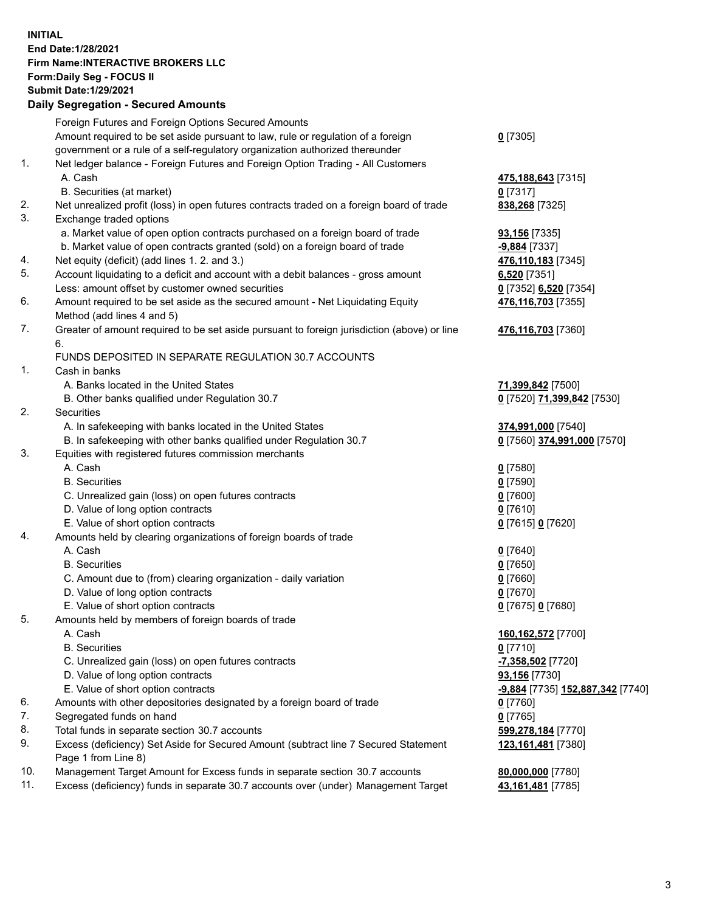**INITIAL**
**End Date:1/28/2021**
**Firm Name:INTERACTIVE BROKERS LLC**
**Form:Daily Seg - FOCUS II**
**Submit Date:1/29/2021**

## Daily Segregation - Secured Amounts

| | | |
|---|---|---|
| | Foreign Futures and Foreign Options Secured Amounts | |
| | Amount required to be set aside pursuant to law, rule or regulation of a foreign government or a rule of a self-regulatory organization authorized thereunder | **0** [7305] |
| 1. | Net ledger balance - Foreign Futures and Foreign Option Trading - All Customers | |
| | A. Cash | **475,188,643** [7315] |
| | B. Securities (at market) | **0** [7317] |
| 2. | Net unrealized profit (loss) in open futures contracts traded on a foreign board of trade | **838,268** [7325] |
| 3. | Exchange traded options | |
| | a. Market value of open option contracts purchased on a foreign board of trade | **93,156** [7335] |
| | b. Market value of open contracts granted (sold) on a foreign board of trade | **-9,884** [7337] |
| 4. | Net equity (deficit) (add lines 1. 2. and 3.) | **476,110,183** [7345] |
| 5. | Account liquidating to a deficit and account with a debit balances - gross amount | **6,520** [7351] |
| | Less: amount offset by customer owned securities | **0** [7352] **6,520** [7354] |
| 6. | Amount required to be set aside as the secured amount - Net Liquidating Equity Method (add lines 4 and 5) | **476,116,703** [7355] |
| 7. | Greater of amount required to be set aside pursuant to foreign jurisdiction (above) or line 6. | **476,116,703** [7360] |
| | FUNDS DEPOSITED IN SEPARATE REGULATION 30.7 ACCOUNTS | |
| 1. | Cash in banks | |
| | A. Banks located in the United States | **71,399,842** [7500] |
| | B. Other banks qualified under Regulation 30.7 | **0** [7520] **71,399,842** [7530] |
| 2. | Securities | |
| | A. In safekeeping with banks located in the United States | **374,991,000** [7540] |
| | B. In safekeeping with other banks qualified under Regulation 30.7 | **0** [7560] **374,991,000** [7570] |
| 3. | Equities with registered futures commission merchants | |
| | A. Cash | **0** [7580] |
| | B. Securities | **0** [7590] |
| | C. Unrealized gain (loss) on open futures contracts | **0** [7600] |
| | D. Value of long option contracts | **0** [7610] |
| | E. Value of short option contracts | **0** [7615] **0** [7620] |
| 4. | Amounts held by clearing organizations of foreign boards of trade | |
| | A. Cash | **0** [7640] |
| | B. Securities | **0** [7650] |
| | C. Amount due to (from) clearing organization - daily variation | **0** [7660] |
| | D. Value of long option contracts | **0** [7670] |
| | E. Value of short option contracts | **0** [7675] **0** [7680] |
| 5. | Amounts held by members of foreign boards of trade | |
| | A. Cash | **160,162,572** [7700] |
| | B. Securities | **0** [7710] |
| | C. Unrealized gain (loss) on open futures contracts | **-7,358,502** [7720] |
| | D. Value of long option contracts | **93,156** [7730] |
| | E. Value of short option contracts | **-9,884** [7735] **152,887,342** [7740] |
| 6. | Amounts with other depositories designated by a foreign board of trade | **0** [7760] |
| 7. | Segregated funds on hand | **0** [7765] |
| 8. | Total funds in separate section 30.7 accounts | **599,278,184** [7770] |
| 9. | Excess (deficiency) Set Aside for Secured Amount (subtract line 7 Secured Statement Page 1 from Line 8) | **123,161,481** [7380] |
| 10. | Management Target Amount for Excess funds in separate section 30.7 accounts | **80,000,000** [7780] |
| 11. | Excess (deficiency) funds in separate 30.7 accounts over (under) Management Target | **43,161,481** [7785] |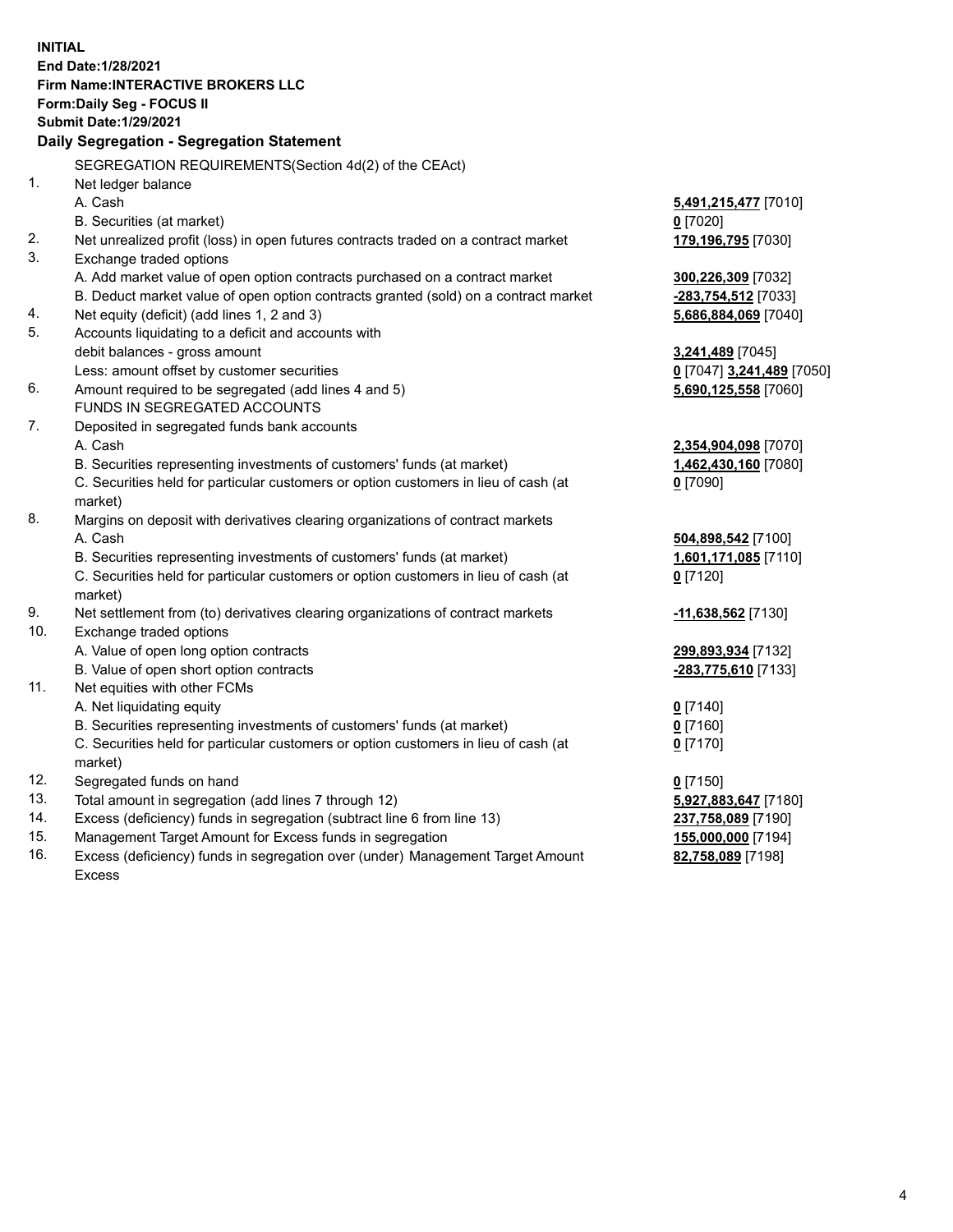**INITIAL**
**End Date:1/28/2021**
**Firm Name:INTERACTIVE BROKERS LLC**
**Form:Daily Seg - FOCUS II**
**Submit Date:1/29/2021**

**Daily Segregation - Segregation Statement**

SEGREGATION REQUIREMENTS(Section 4d(2) of the CEAct)

| | | |
|---|---|---|
| 1. | Net ledger balance | |
| | A. Cash | **5,491,215,477** [7010] |
| | B. Securities (at market) | **0** [7020] |
| 2. | Net unrealized profit (loss) in open futures contracts traded on a contract market | **179,196,795** [7030] |
| 3. | Exchange traded options | |
| | A. Add market value of open option contracts purchased on a contract market | **300,226,309** [7032] |
| | B. Deduct market value of open option contracts granted (sold) on a contract market | **-283,754,512** [7033] |
| 4. | Net equity (deficit) (add lines 1, 2 and 3) | **5,686,884,069** [7040] |
| 5. | Accounts liquidating to a deficit and accounts with debit balances - gross amount | **3,241,489** [7045] |
| | Less: amount offset by customer securities | **0** [7047] **3,241,489** [7050] |
| 6. | Amount required to be segregated (add lines 4 and 5) | **5,690,125,558** [7060] |
| | FUNDS IN SEGREGATED ACCOUNTS | |
| 7. | Deposited in segregated funds bank accounts | |
| | A. Cash | **2,354,904,098** [7070] |
| | B. Securities representing investments of customers' funds (at market) | **1,462,430,160** [7080] |
| | C. Securities held for particular customers or option customers in lieu of cash (at market) | **0** [7090] |
| 8. | Margins on deposit with derivatives clearing organizations of contract markets | |
| | A. Cash | **504,898,542** [7100] |
| | B. Securities representing investments of customers' funds (at market) | **1,601,171,085** [7110] |
| | C. Securities held for particular customers or option customers in lieu of cash (at market) | **0** [7120] |
| 9. | Net settlement from (to) derivatives clearing organizations of contract markets | **-11,638,562** [7130] |
| 10. | Exchange traded options | |
| | A. Value of open long option contracts | **299,893,934** [7132] |
| | B. Value of open short option contracts | **-283,775,610** [7133] |
| 11. | Net equities with other FCMs | |
| | A. Net liquidating equity | **0** [7140] |
| | B. Securities representing investments of customers' funds (at market) | **0** [7160] |
| | C. Securities held for particular customers or option customers in lieu of cash (at market) | **0** [7170] |
| 12. | Segregated funds on hand | **0** [7150] |
| 13. | Total amount in segregation (add lines 7 through 12) | **5,927,883,647** [7180] |
| 14. | Excess (deficiency) funds in segregation (subtract line 6 from line 13) | **237,758,089** [7190] |
| 15. | Management Target Amount for Excess funds in segregation | **155,000,000** [7194] |
| 16. | Excess (deficiency) funds in segregation over (under) Management Target Amount Excess | **82,758,089** [7198] |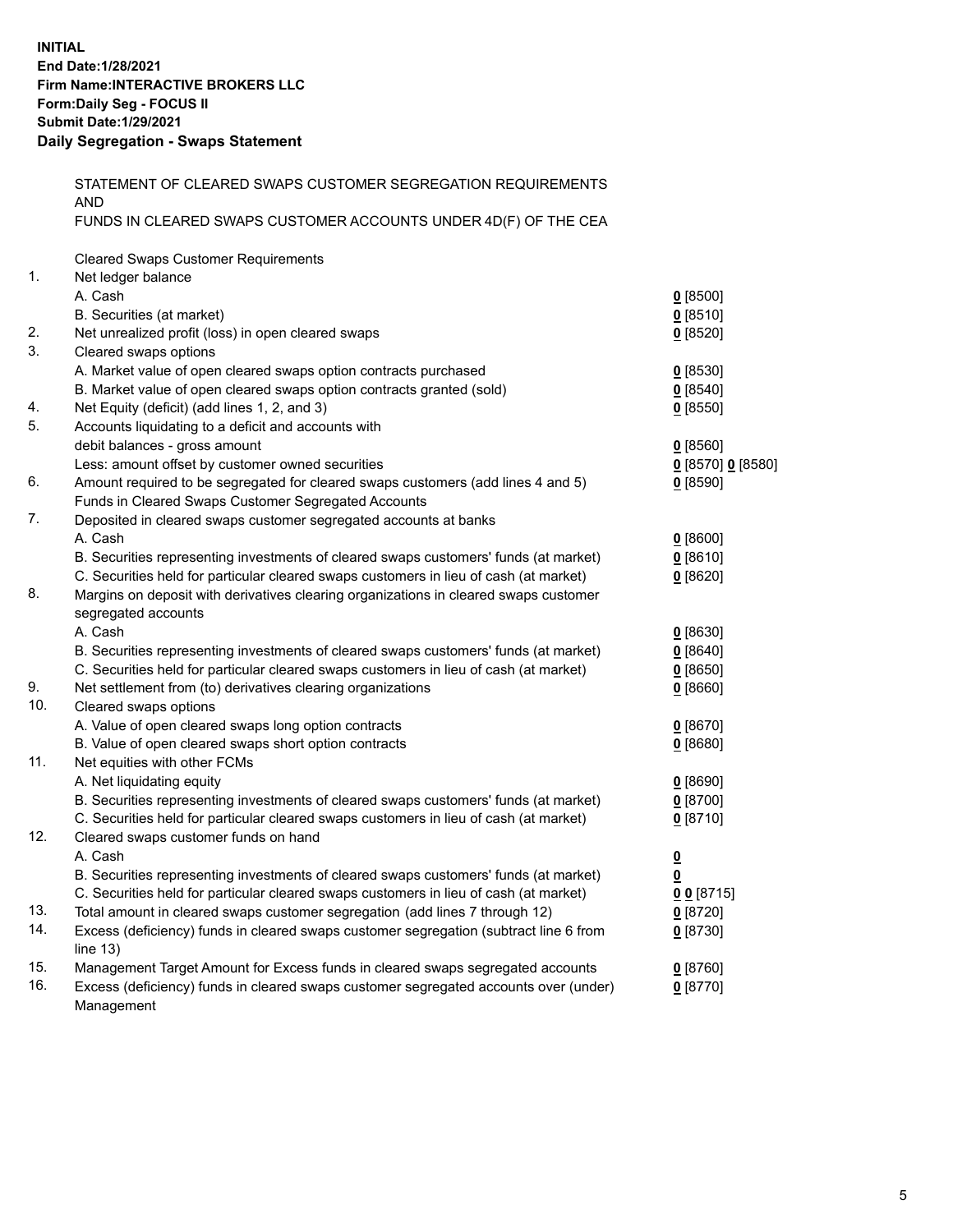**INITIAL**
**End Date:1/28/2021**
**Firm Name:INTERACTIVE BROKERS LLC**
**Form:Daily Seg - FOCUS II**
**Submit Date:1/29/2021**
**Daily Segregation - Swaps Statement**

STATEMENT OF CLEARED SWAPS CUSTOMER SEGREGATION REQUIREMENTS AND FUNDS IN CLEARED SWAPS CUSTOMER ACCOUNTS UNDER 4D(F) OF THE CEA

| | | |
|---|---|---|
| | Cleared Swaps Customer Requirements | |
| 1. | Net ledger balance | |
| | A. Cash | 0 [8500] |
| | B. Securities (at market) | 0 [8510] |
| 2. | Net unrealized profit (loss) in open cleared swaps | 0 [8520] |
| 3. | Cleared swaps options | |
| | A. Market value of open cleared swaps option contracts purchased | 0 [8530] |
| | B. Market value of open cleared swaps option contracts granted (sold) | 0 [8540] |
| 4. | Net Equity (deficit) (add lines 1, 2, and 3) | 0 [8550] |
| 5. | Accounts liquidating to a deficit and accounts with | |
| | debit balances - gross amount | 0 [8560] |
| | Less: amount offset by customer owned securities | 0 [8570] 0 [8580] |
| 6. | Amount required to be segregated for cleared swaps customers (add lines 4 and 5) | 0 [8590] |
| | Funds in Cleared Swaps Customer Segregated Accounts | |
| 7. | Deposited in cleared swaps customer segregated accounts at banks | |
| | A. Cash | 0 [8600] |
| | B. Securities representing investments of cleared swaps customers' funds (at market) | 0 [8610] |
| | C. Securities held for particular cleared swaps customers in lieu of cash (at market) | 0 [8620] |
| 8. | Margins on deposit with derivatives clearing organizations in cleared swaps customer segregated accounts | |
| | A. Cash | 0 [8630] |
| | B. Securities representing investments of cleared swaps customers' funds (at market) | 0 [8640] |
| | C. Securities held for particular cleared swaps customers in lieu of cash (at market) | 0 [8650] |
| 9. | Net settlement from (to) derivatives clearing organizations | 0 [8660] |
| 10. | Cleared swaps options | |
| | A. Value of open cleared swaps long option contracts | 0 [8670] |
| | B. Value of open cleared swaps short option contracts | 0 [8680] |
| 11. | Net equities with other FCMs | |
| | A. Net liquidating equity | 0 [8690] |
| | B. Securities representing investments of cleared swaps customers' funds (at market) | 0 [8700] |
| | C. Securities held for particular cleared swaps customers in lieu of cash (at market) | 0 [8710] |
| 12. | Cleared swaps customer funds on hand | |
| | A. Cash | 0 |
| | B. Securities representing investments of cleared swaps customers' funds (at market) | 0 |
| | C. Securities held for particular cleared swaps customers in lieu of cash (at market) | 0 0 [8715] |
| 13. | Total amount in cleared swaps customer segregation (add lines 7 through 12) | 0 [8720] |
| 14. | Excess (deficiency) funds in cleared swaps customer segregation (subtract line 6 from line 13) | 0 [8730] |
| 15. | Management Target Amount for Excess funds in cleared swaps segregated accounts | 0 [8760] |
| 16. | Excess (deficiency) funds in cleared swaps customer segregated accounts over (under) Management | 0 [8770] |